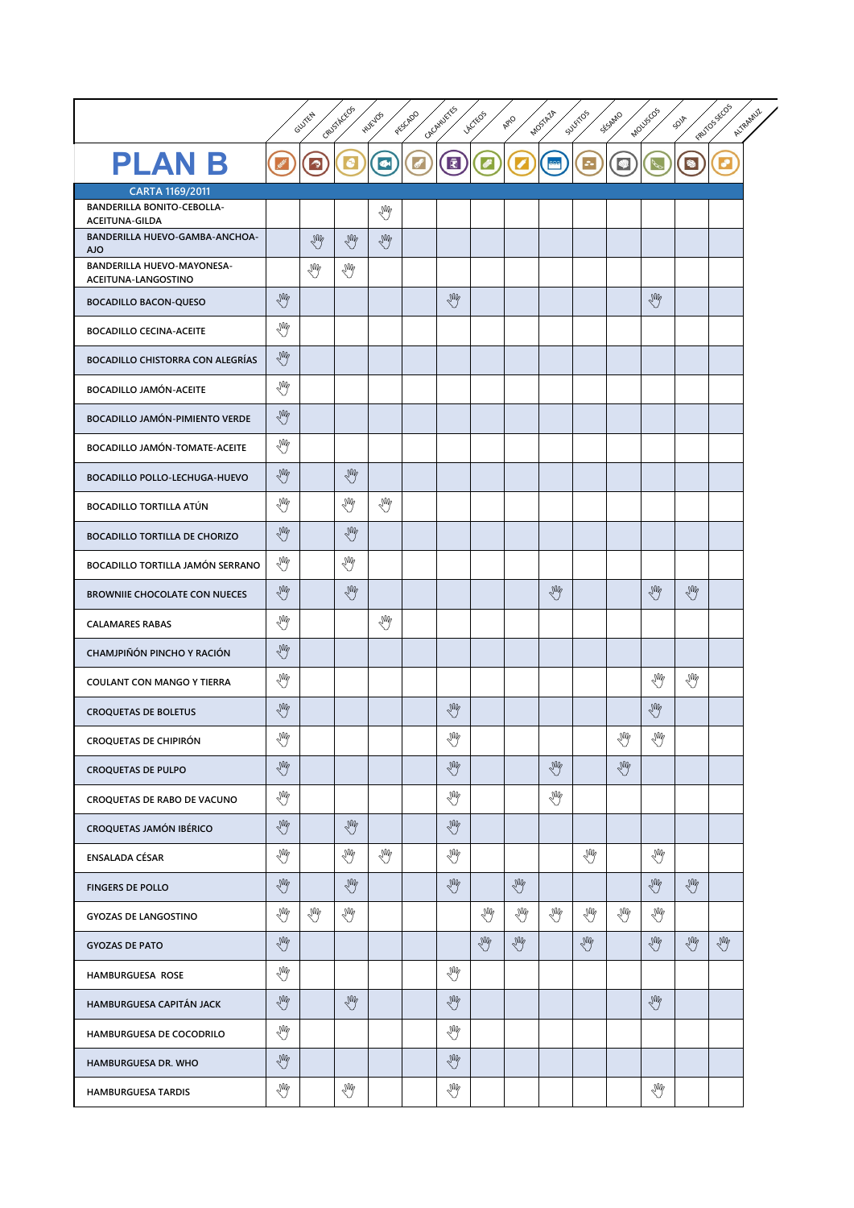# PLAN B

**CARTA 1169/2011**

| PLATO | GLUTEN | CRUSTÁCEOS | HUEVOS | PESCADO | CACAHUETES | LÁCTEOS | APIO | MOSTAZA | SULFITOS | SÉSAMO | MOLUSCOS | SOJA | FRUTOS SECOS | ALTRAMUZ |
|---|---|---|---|---|---|---|---|---|---|---|---|---|---|---|
| BANDERILLA BONITO-CEBOLLA-ACEITUNA-GILDA | | | | X | | | | | | | | | | |
| BANDERILLA HUEVO-GAMBA-ANCHOA-AJO | | X | X | X | | | | | | | | | | |
| BANDERILLA HUEVO-MAYONESA-ACEITUNA-LANGOSTINO | | X | X | | | | | | | | | | | |
| BOCADILLO BACON-QUESO | X | | | | | X | | | | | | X | | |
| BOCADILLO CECINA-ACEITE | X | | | | | | | | | | | | | |
| BOCADILLO CHISTORRA CON ALEGRÍAS | X | | | | | | | | | | | | | |
| BOCADILLO JAMÓN-ACEITE | X | | | | | | | | | | | | | |
| BOCADILLO JAMÓN-PIMIENTO VERDE | X | | | | | | | | | | | | | |
| BOCADILLO JAMÓN-TOMATE-ACEITE | X | | | | | | | | | | | | | |
| BOCADILLO POLLO-LECHUGA-HUEVO | X | | X | | | | | | | | | | | |
| BOCADILLO TORTILLA ATÚN | X | | X | X | | | | | | | | | | |
| BOCADILLO TORTILLA DE CHORIZO | X | | X | | | | | | | | | | | |
| BOCADILLO TORTILLA JAMÓN SERRANO | X | | X | | | | | | | | | | | |
| BROWNIIE CHOCOLATE CON NUECES | X | | X | | | | | | X | | | X | X | |
| CALAMARES RABAS | X | | | X | | | | | | | | | | |
| CHAMJPIÑÓN PINCHO Y RACIÓN | X | | | | | | | | | | | | | |
| COULANT CON MANGO Y TIERRA | X | | | | | | | | | | | X | X | |
| CROQUETAS DE BOLETUS | X | | | | | X | | | | | | X | | |
| CROQUETAS DE CHIPIRÓN | X | | | | | X | | | | | X | X | | |
| CROQUETAS DE PULPO | X | | | | | X | | | X | | X | | | |
| CROQUETAS DE RABO DE VACUNO | X | | | | | X | | | X | | | | | |
| CROQUETAS JAMÓN IBÉRICO | X | | X | | | X | | | | | | | | |
| ENSALADA CÉSAR | X | | X | X | | X | | | | X | | X | | |
| FINGERS DE POLLO | X | | X | | | X | | X | | | | X | X | |
| GYOZAS DE LANGOSTINO | X | X | X | | | | X | X | X | X | X | X | | |
| GYOZAS DE PATO | X | | | | | | X | X | | X | | X | X | X |
| HAMBURGUESA ROSE | X | | | | | X | | | | | | | | |
| HAMBURGUESA CAPITÁN JACK | X | | X | | | X | | | | | | X | | |
| HAMBURGUESA DE COCODRILO | X | | | | | X | | | | | | | | |
| HAMBURGUESA DR. WHO | X | | | | | X | | | | | | | | |
| HAMBURGUESA TARDIS | X | | X | | | X | | | | | | X | | |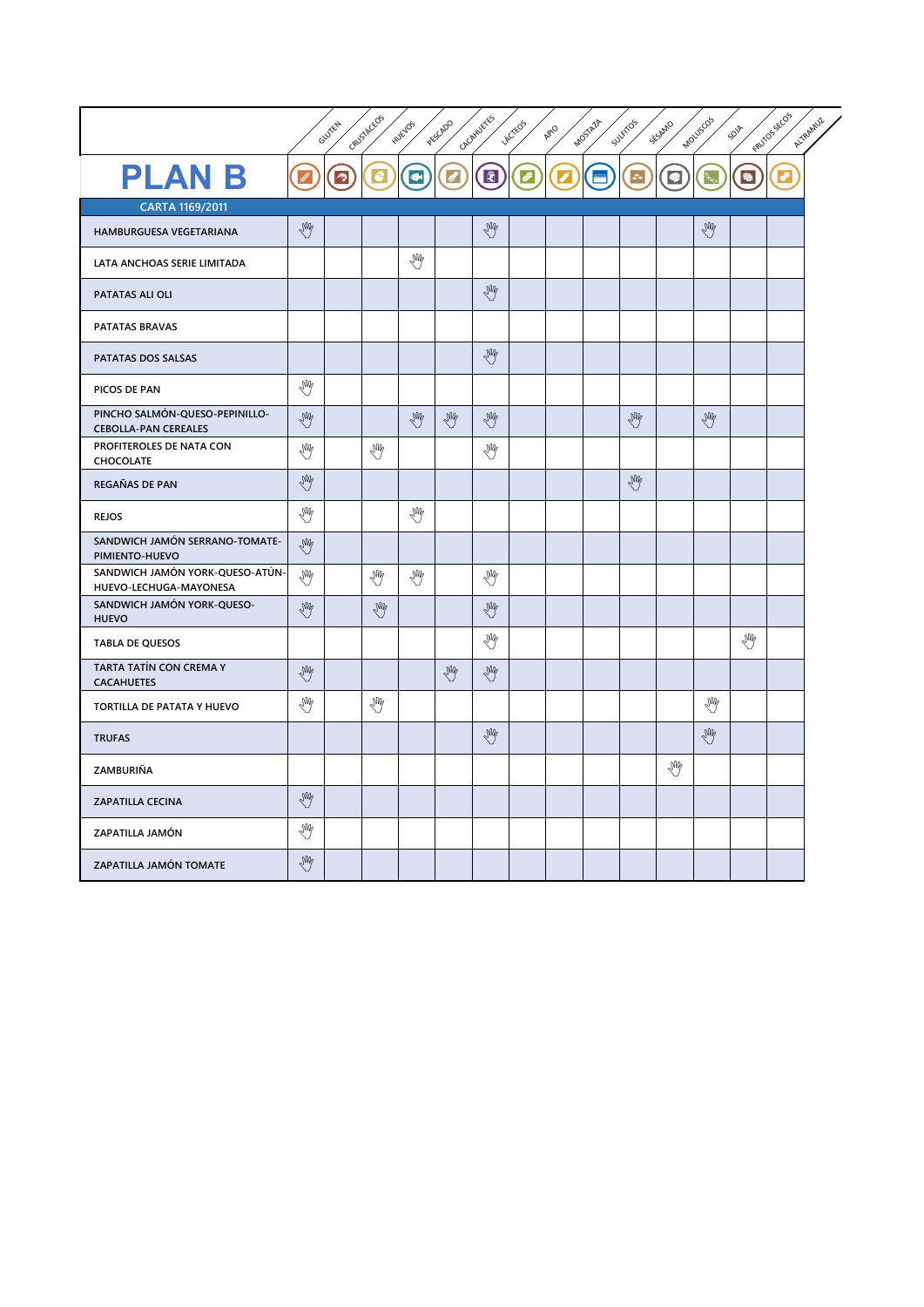# PLAN B

| CARTA 1169/2011 | GLUTEN | CRUSTÁCEOS | HUEVOS | PESCADO | CACAHUETES | LÁCTEOS | APIO | MOSTAZA | SULFITOS | SÉSAMO | MOLUSCOS | SOJA | FRUTOS SECOS | ALTRAMUZ |
|---|---|---|---|---|---|---|---|---|---|---|---|---|---|---|
| HAMBURGUESA VEGETARIANA | X | | | | | X | | | | | | X | | |
| LATA ANCHOAS SERIE LIMITADA | | | | X | | | | | | | | | | |
| PATATAS ALI OLI | | | | | | X | | | | | | | | |
| PATATAS BRAVAS | | | | | | | | | | | | | | |
| PATATAS DOS SALSAS | | | | | | X | | | | | | | | |
| PICOS DE PAN | X | | | | | | | | | | | | | |
| PINCHO SALMÓN-QUESO-PEPINILLO-CEBOLLA-PAN CEREALES | X | | | X | X | X | | | | X | | X | | |
| PROFITEROLES DE NATA CON CHOCOLATE | X | | X | | | X | | | | | | | | |
| REGAÑAS DE PAN | X | | | | | | | | | X | | | | |
| REJOS | X | | | X | | | | | | | | | | |
| SANDWICH JAMÓN SERRANO-TOMATE-PIMIENTO-HUEVO | X | | | | | | | | | | | | | |
| SANDWICH JAMÓN YORK-QUESO-ATÚN-HUEVO-LECHUGA-MAYONESA | X | | X | X | | X | | | | | | | | |
| SANDWICH JAMÓN YORK-QUESO-HUEVO | X | | X | | | X | | | | | | | | |
| TABLA DE QUESOS | | | | | | X | | | | | | | X | |
| TARTA TATÍN CON CREMA Y CACAHUETES | X | | | | X | X | | | | | | | | |
| TORTILLA DE PATATA Y HUEVO | X | | X | | | | | | | | | X | | |
| TRUFAS | | | | | | X | | | | | | X | | |
| ZAMBURIÑA | | | | | | | | | | | X | | | |
| ZAPATILLA CECINA | X | | | | | | | | | | | | | |
| ZAPATILLA JAMÓN | X | | | | | | | | | | | | | |
| ZAPATILLA JAMÓN TOMATE | X | | | | | | | | | | | | | |